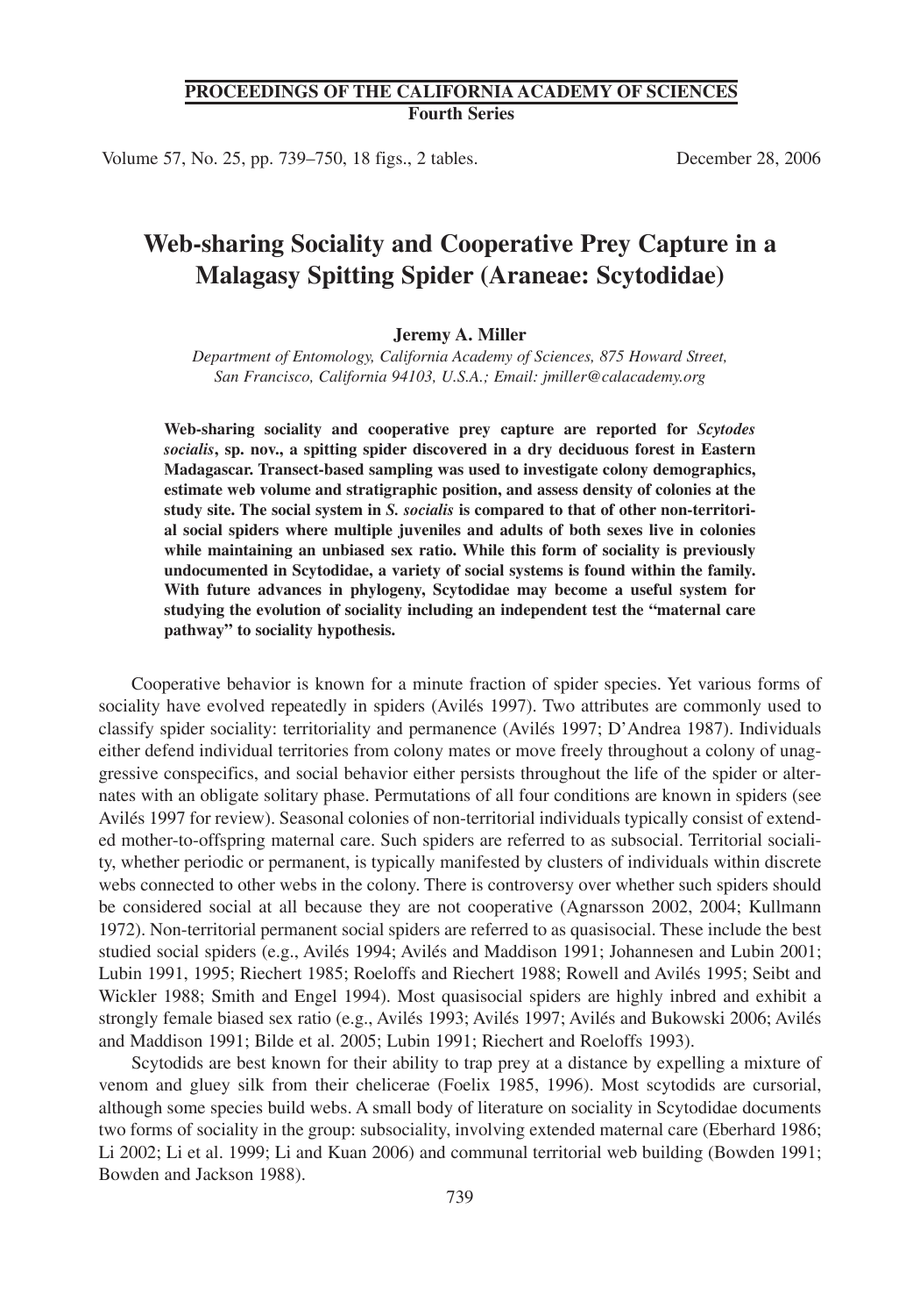**PROCEEDINGS OF THE CALIFORNIA ACADEMY OF SCIENCES**
**Fourth Series**

Volume 57, No. 25, pp. 739–750, 18 figs., 2 tables. December 28, 2006

# Web-sharing Sociality and Cooperative Prey Capture in a Malagasy Spitting Spider (Araneae: Scytodidae)

**Jeremy A. Miller**

*Department of Entomology, California Academy of Sciences, 875 Howard Street, San Francisco, California 94103, U.S.A.; Email: jmiller@calacademy.org*

**Web-sharing sociality and cooperative prey capture are reported for *Scytodes socialis*, sp. nov., a spitting spider discovered in a dry deciduous forest in Eastern Madagascar. Transect-based sampling was used to investigate colony demographics, estimate web volume and stratigraphic position, and assess density of colonies at the study site. The social system in *S. socialis* is compared to that of other non-territorial social spiders where multiple juveniles and adults of both sexes live in colonies while maintaining an unbiased sex ratio. While this form of sociality is previously undocumented in Scytodidae, a variety of social systems is found within the family. With future advances in phylogeny, Scytodidae may become a useful system for studying the evolution of sociality including an independent test the "maternal care pathway" to sociality hypothesis.**

Cooperative behavior is known for a minute fraction of spider species. Yet various forms of sociality have evolved repeatedly in spiders (Avilés 1997). Two attributes are commonly used to classify spider sociality: territoriality and permanence (Avilés 1997; D'Andrea 1987). Individuals either defend individual territories from colony mates or move freely throughout a colony of unaggressive conspecifics, and social behavior either persists throughout the life of the spider or alternates with an obligate solitary phase. Permutations of all four conditions are known in spiders (see Avilés 1997 for review). Seasonal colonies of non-territorial individuals typically consist of extended mother-to-offspring maternal care. Such spiders are referred to as subsocial. Territorial sociality, whether periodic or permanent, is typically manifested by clusters of individuals within discrete webs connected to other webs in the colony. There is controversy over whether such spiders should be considered social at all because they are not cooperative (Agnarsson 2002, 2004; Kullmann 1972). Non-territorial permanent social spiders are referred to as quasisocial. These include the best studied social spiders (e.g., Avilés 1994; Avilés and Maddison 1991; Johannesen and Lubin 2001; Lubin 1991, 1995; Riechert 1985; Roeloffs and Riechert 1988; Rowell and Avilés 1995; Seibt and Wickler 1988; Smith and Engel 1994). Most quasisocial spiders are highly inbred and exhibit a strongly female biased sex ratio (e.g., Avilés 1993; Avilés 1997; Avilés and Bukowski 2006; Avilés and Maddison 1991; Bilde et al. 2005; Lubin 1991; Riechert and Roeloffs 1993).

Scytodids are best known for their ability to trap prey at a distance by expelling a mixture of venom and gluey silk from their chelicerae (Foelix 1985, 1996). Most scytodids are cursorial, although some species build webs. A small body of literature on sociality in Scytodidae documents two forms of sociality in the group: subsociality, involving extended maternal care (Eberhard 1986; Li 2002; Li et al. 1999; Li and Kuan 2006) and communal territorial web building (Bowden 1991; Bowden and Jackson 1988).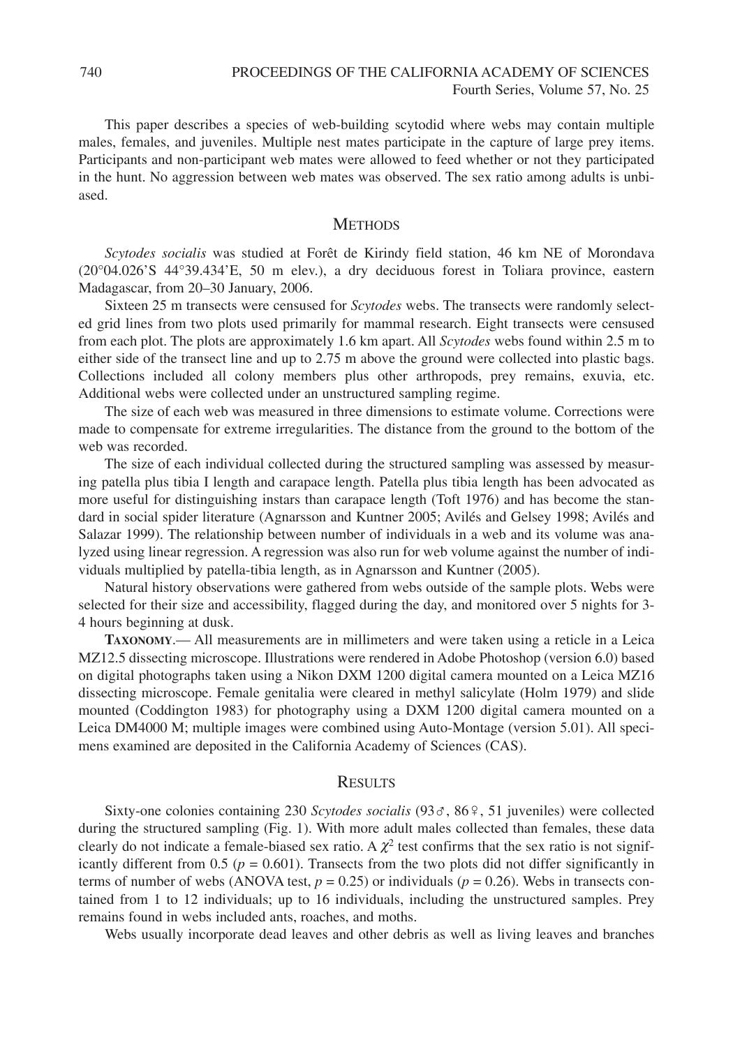This paper describes a species of web-building scytodid where webs may contain multiple males, females, and juveniles. Multiple nest mates participate in the capture of large prey items. Participants and non-participant web mates were allowed to feed whether or not they participated in the hunt. No aggression between web mates was observed. The sex ratio among adults is unbiased.

## Methods

*Scytodes socialis* was studied at Forêt de Kirindy field station, 46 km NE of Morondava (20°04.026'S 44°39.434'E, 50 m elev.), a dry deciduous forest in Toliara province, eastern Madagascar, from 20–30 January, 2006.

Sixteen 25 m transects were censused for *Scytodes* webs. The transects were randomly selected grid lines from two plots used primarily for mammal research. Eight transects were censused from each plot. The plots are approximately 1.6 km apart. All *Scytodes* webs found within 2.5 m to either side of the transect line and up to 2.75 m above the ground were collected into plastic bags. Collections included all colony members plus other arthropods, prey remains, exuvia, etc. Additional webs were collected under an unstructured sampling regime.

The size of each web was measured in three dimensions to estimate volume. Corrections were made to compensate for extreme irregularities. The distance from the ground to the bottom of the web was recorded.

The size of each individual collected during the structured sampling was assessed by measuring patella plus tibia I length and carapace length. Patella plus tibia length has been advocated as more useful for distinguishing instars than carapace length (Toft 1976) and has become the standard in social spider literature (Agnarsson and Kuntner 2005; Avilés and Gelsey 1998; Avilés and Salazar 1999). The relationship between number of individuals in a web and its volume was analyzed using linear regression. A regression was also run for web volume against the number of individuals multiplied by patella-tibia length, as in Agnarsson and Kuntner (2005).

Natural history observations were gathered from webs outside of the sample plots. Webs were selected for their size and accessibility, flagged during the day, and monitored over 5 nights for 3-4 hours beginning at dusk.

**Taxonomy**.— All measurements are in millimeters and were taken using a reticle in a Leica MZ12.5 dissecting microscope. Illustrations were rendered in Adobe Photoshop (version 6.0) based on digital photographs taken using a Nikon DXM 1200 digital camera mounted on a Leica MZ16 dissecting microscope. Female genitalia were cleared in methyl salicylate (Holm 1979) and slide mounted (Coddington 1983) for photography using a DXM 1200 digital camera mounted on a Leica DM4000 M; multiple images were combined using Auto-Montage (version 5.01). All specimens examined are deposited in the California Academy of Sciences (CAS).

## Results

Sixty-one colonies containing 230 *Scytodes socialis* (93♂, 86♀, 51 juveniles) were collected during the structured sampling (Fig. 1). With more adult males collected than females, these data clearly do not indicate a female-biased sex ratio. A $\chi^2$ test confirms that the sex ratio is not significantly different from 0.5 ($p = 0.601$). Transects from the two plots did not differ significantly in terms of number of webs (ANOVA test, $p = 0.25$) or individuals ($p = 0.26$). Webs in transects contained from 1 to 12 individuals; up to 16 individuals, including the unstructured samples. Prey remains found in webs included ants, roaches, and moths.

Webs usually incorporate dead leaves and other debris as well as living leaves and branches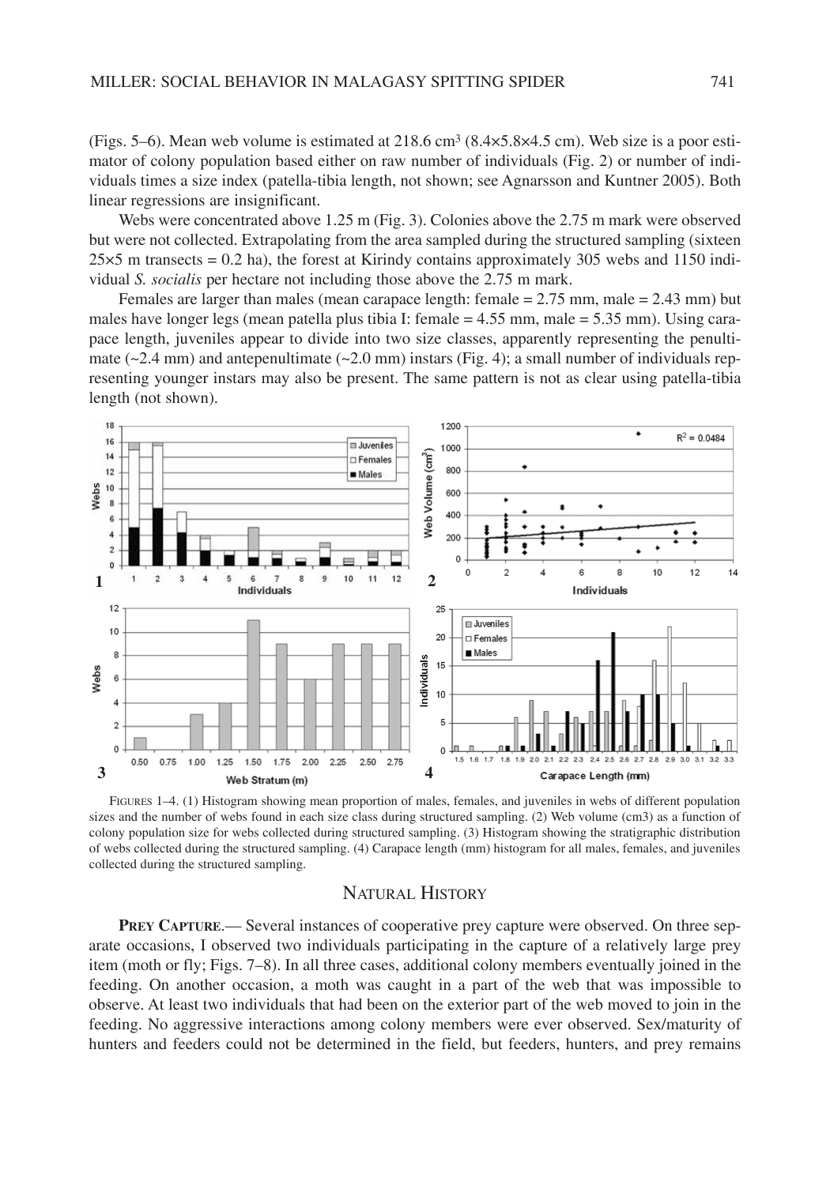(Figs. 5–6). Mean web volume is estimated at 218.6 cm³ (8.4×5.8×4.5 cm). Web size is a poor estimator of colony population based either on raw number of individuals (Fig. 2) or number of individuals times a size index (patella-tibia length, not shown; see Agnarsson and Kuntner 2005). Both linear regressions are insignificant.

Webs were concentrated above 1.25 m (Fig. 3). Colonies above the 2.75 m mark were observed but were not collected. Extrapolating from the area sampled during the structured sampling (sixteen 25×5 m transects = 0.2 ha), the forest at Kirindy contains approximately 305 webs and 1150 individual *S. socialis* per hectare not including those above the 2.75 m mark.

Females are larger than males (mean carapace length: female = 2.75 mm, male = 2.43 mm) but males have longer legs (mean patella plus tibia I: female = 4.55 mm, male = 5.35 mm). Using carapace length, juveniles appear to divide into two size classes, apparently representing the penultimate (~2.4 mm) and antepenultimate (~2.0 mm) instars (Fig. 4); a small number of individuals representing younger instars may also be present. The same pattern is not as clear using patella-tibia length (not shown).

FIGURES 1–4. (1) Histogram showing mean proportion of males, females, and juveniles in webs of different population sizes and the number of webs found in each size class during structured sampling. (2) Web volume (cm3) as a function of colony population size for webs collected during structured sampling. (3) Histogram showing the stratigraphic distribution of webs collected during the structured sampling. (4) Carapace length (mm) histogram for all males, females, and juveniles collected during the structured sampling.

## NATURAL HISTORY

**PREY CAPTURE.**— Several instances of cooperative prey capture were observed. On three separate occasions, I observed two individuals participating in the capture of a relatively large prey item (moth or fly; Figs. 7–8). In all three cases, additional colony members eventually joined in the feeding. On another occasion, a moth was caught in a part of the web that was impossible to observe. At least two individuals that had been on the exterior part of the web moved to join in the feeding. No aggressive interactions among colony members were ever observed. Sex/maturity of hunters and feeders could not be determined in the field, but feeders, hunters, and prey remains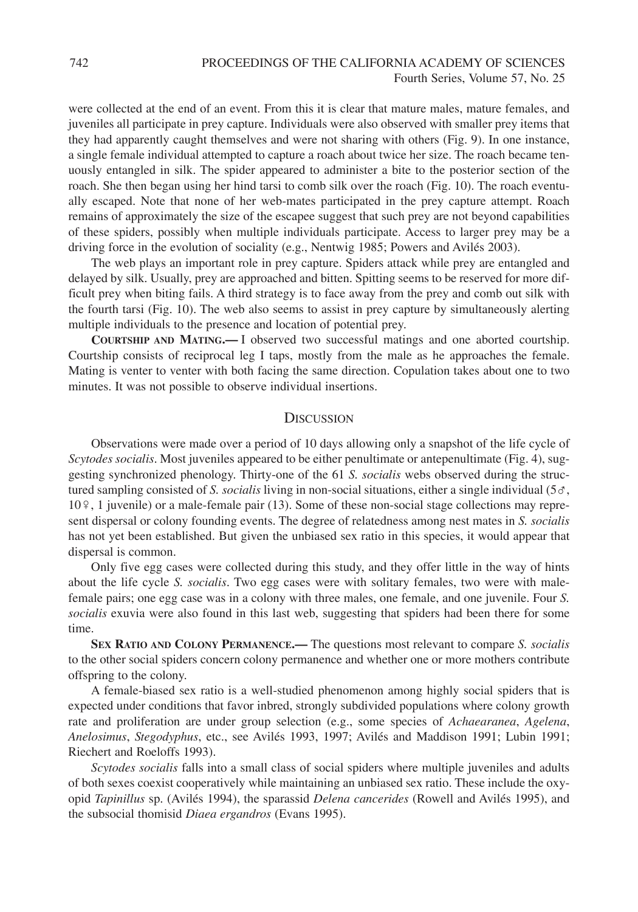were collected at the end of an event. From this it is clear that mature males, mature females, and juveniles all participate in prey capture. Individuals were also observed with smaller prey items that they had apparently caught themselves and were not sharing with others (Fig. 9). In one instance, a single female individual attempted to capture a roach about twice her size. The roach became tenuously entangled in silk. The spider appeared to administer a bite to the posterior section of the roach. She then began using her hind tarsi to comb silk over the roach (Fig. 10). The roach eventually escaped. Note that none of her web-mates participated in the prey capture attempt. Roach remains of approximately the size of the escapee suggest that such prey are not beyond capabilities of these spiders, possibly when multiple individuals participate. Access to larger prey may be a driving force in the evolution of sociality (e.g., Nentwig 1985; Powers and Avilés 2003).

The web plays an important role in prey capture. Spiders attack while prey are entangled and delayed by silk. Usually, prey are approached and bitten. Spitting seems to be reserved for more difficult prey when biting fails. A third strategy is to face away from the prey and comb out silk with the fourth tarsi (Fig. 10). The web also seems to assist in prey capture by simultaneously alerting multiple individuals to the presence and location of potential prey.

**COURTSHIP AND MATING.—** I observed two successful matings and one aborted courtship. Courtship consists of reciprocal leg I taps, mostly from the male as he approaches the female. Mating is venter to venter with both facing the same direction. Copulation takes about one to two minutes. It was not possible to observe individual insertions.

## DISCUSSION

Observations were made over a period of 10 days allowing only a snapshot of the life cycle of *Scytodes socialis*. Most juveniles appeared to be either penultimate or antepenultimate (Fig. 4), suggesting synchronized phenology. Thirty-one of the 61 *S. socialis* webs observed during the structured sampling consisted of *S. socialis* living in non-social situations, either a single individual (5♂, 10♀, 1 juvenile) or a male-female pair (13). Some of these non-social stage collections may represent dispersal or colony founding events. The degree of relatedness among nest mates in *S. socialis* has not yet been established. But given the unbiased sex ratio in this species, it would appear that dispersal is common.

Only five egg cases were collected during this study, and they offer little in the way of hints about the life cycle *S. socialis*. Two egg cases were with solitary females, two were with male-female pairs; one egg case was in a colony with three males, one female, and one juvenile. Four *S. socialis* exuvia were also found in this last web, suggesting that spiders had been there for some time.

**SEX RATIO AND COLONY PERMANENCE.—** The questions most relevant to compare *S. socialis* to the other social spiders concern colony permanence and whether one or more mothers contribute offspring to the colony.

A female-biased sex ratio is a well-studied phenomenon among highly social spiders that is expected under conditions that favor inbred, strongly subdivided populations where colony growth rate and proliferation are under group selection (e.g., some species of *Achaearanea*, *Agelena*, *Anelosimus*, *Stegodyphus*, etc., see Avilés 1993, 1997; Avilés and Maddison 1991; Lubin 1991; Riechert and Roeloffs 1993).

*Scytodes socialis* falls into a small class of social spiders where multiple juveniles and adults of both sexes coexist cooperatively while maintaining an unbiased sex ratio. These include the oxyopid *Tapinillus* sp. (Avilés 1994), the sparassid *Delena cancerides* (Rowell and Avilés 1995), and the subsocial thomisid *Diaea ergandros* (Evans 1995).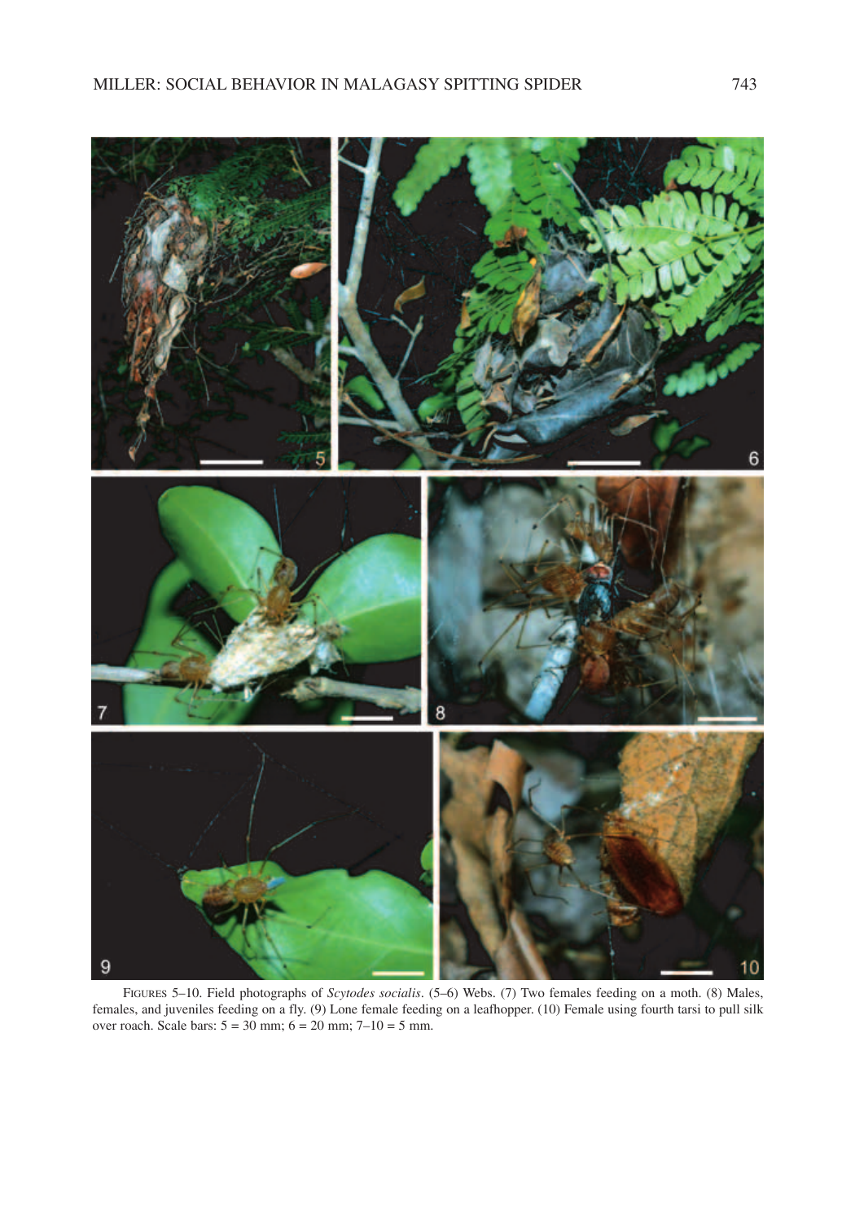FIGURES 5–10. Field photographs of *Scytodes socialis*. (5–6) Webs. (7) Two females feeding on a moth. (8) Males, females, and juveniles feeding on a fly. (9) Lone female feeding on a leafhopper. (10) Female using fourth tarsi to pull silk over roach. Scale bars: 5 = 30 mm; 6 = 20 mm; 7–10 = 5 mm.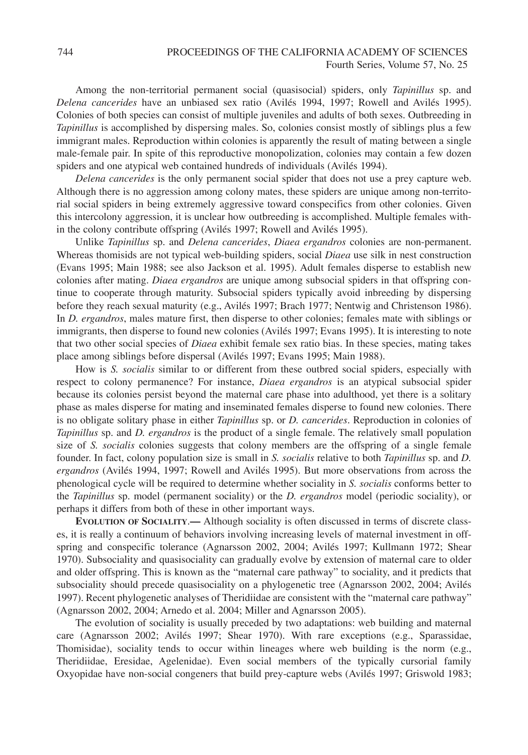Among the non-territorial permanent social (quasisocial) spiders, only *Tapinillus* sp. and *Delena cancerides* have an unbiased sex ratio (Avilés 1994, 1997; Rowell and Avilés 1995). Colonies of both species can consist of multiple juveniles and adults of both sexes. Outbreeding in *Tapinillus* is accomplished by dispersing males. So, colonies consist mostly of siblings plus a few immigrant males. Reproduction within colonies is apparently the result of mating between a single male-female pair. In spite of this reproductive monopolization, colonies may contain a few dozen spiders and one atypical web contained hundreds of individuals (Avilés 1994).

*Delena cancerides* is the only permanent social spider that does not use a prey capture web. Although there is no aggression among colony mates, these spiders are unique among non-territorial social spiders in being extremely aggressive toward conspecifics from other colonies. Given this intercolony aggression, it is unclear how outbreeding is accomplished. Multiple females within the colony contribute offspring (Avilés 1997; Rowell and Avilés 1995).

Unlike *Tapinillus* sp. and *Delena cancerides*, *Diaea ergandros* colonies are non-permanent. Whereas thomisids are not typical web-building spiders, social *Diaea* use silk in nest construction (Evans 1995; Main 1988; see also Jackson et al. 1995). Adult females disperse to establish new colonies after mating. *Diaea ergandros* are unique among subsocial spiders in that offspring continue to cooperate through maturity. Subsocial spiders typically avoid inbreeding by dispersing before they reach sexual maturity (e.g., Avilés 1997; Brach 1977; Nentwig and Christenson 1986). In *D. ergandros*, males mature first, then disperse to other colonies; females mate with siblings or immigrants, then disperse to found new colonies (Avilés 1997; Evans 1995). It is interesting to note that two other social species of *Diaea* exhibit female sex ratio bias. In these species, mating takes place among siblings before dispersal (Avilés 1997; Evans 1995; Main 1988).

How is *S. socialis* similar to or different from these outbred social spiders, especially with respect to colony permanence? For instance, *Diaea ergandros* is an atypical subsocial spider because its colonies persist beyond the maternal care phase into adulthood, yet there is a solitary phase as males disperse for mating and inseminated females disperse to found new colonies. There is no obligate solitary phase in either *Tapinillus* sp. or *D. cancerides*. Reproduction in colonies of *Tapinillus* sp. and *D. ergandros* is the product of a single female. The relatively small population size of *S. socialis* colonies suggests that colony members are the offspring of a single female founder. In fact, colony population size is small in *S. socialis* relative to both *Tapinillus* sp. and *D. ergandros* (Avilés 1994, 1997; Rowell and Avilés 1995). But more observations from across the phenological cycle will be required to determine whether sociality in *S. socialis* conforms better to the *Tapinillus* sp. model (permanent sociality) or the *D. ergandros* model (periodic sociality), or perhaps it differs from both of these in other important ways.

**Evolution of Sociality.—** Although sociality is often discussed in terms of discrete classes, it is really a continuum of behaviors involving increasing levels of maternal investment in offspring and conspecific tolerance (Agnarsson 2002, 2004; Avilés 1997; Kullmann 1972; Shear 1970). Subsociality and quasisociality can gradually evolve by extension of maternal care to older and older offspring. This is known as the "maternal care pathway" to sociality, and it predicts that subsociality should precede quasisociality on a phylogenetic tree (Agnarsson 2002, 2004; Avilés 1997). Recent phylogenetic analyses of Theridiidae are consistent with the "maternal care pathway" (Agnarsson 2002, 2004; Arnedo et al. 2004; Miller and Agnarsson 2005).

The evolution of sociality is usually preceded by two adaptations: web building and maternal care (Agnarsson 2002; Avilés 1997; Shear 1970). With rare exceptions (e.g., Sparassidae, Thomisidae), sociality tends to occur within lineages where web building is the norm (e.g., Theridiidae, Eresidae, Agelenidae). Even social members of the typically cursorial family Oxyopidae have non-social congeners that build prey-capture webs (Avilés 1997; Griswold 1983;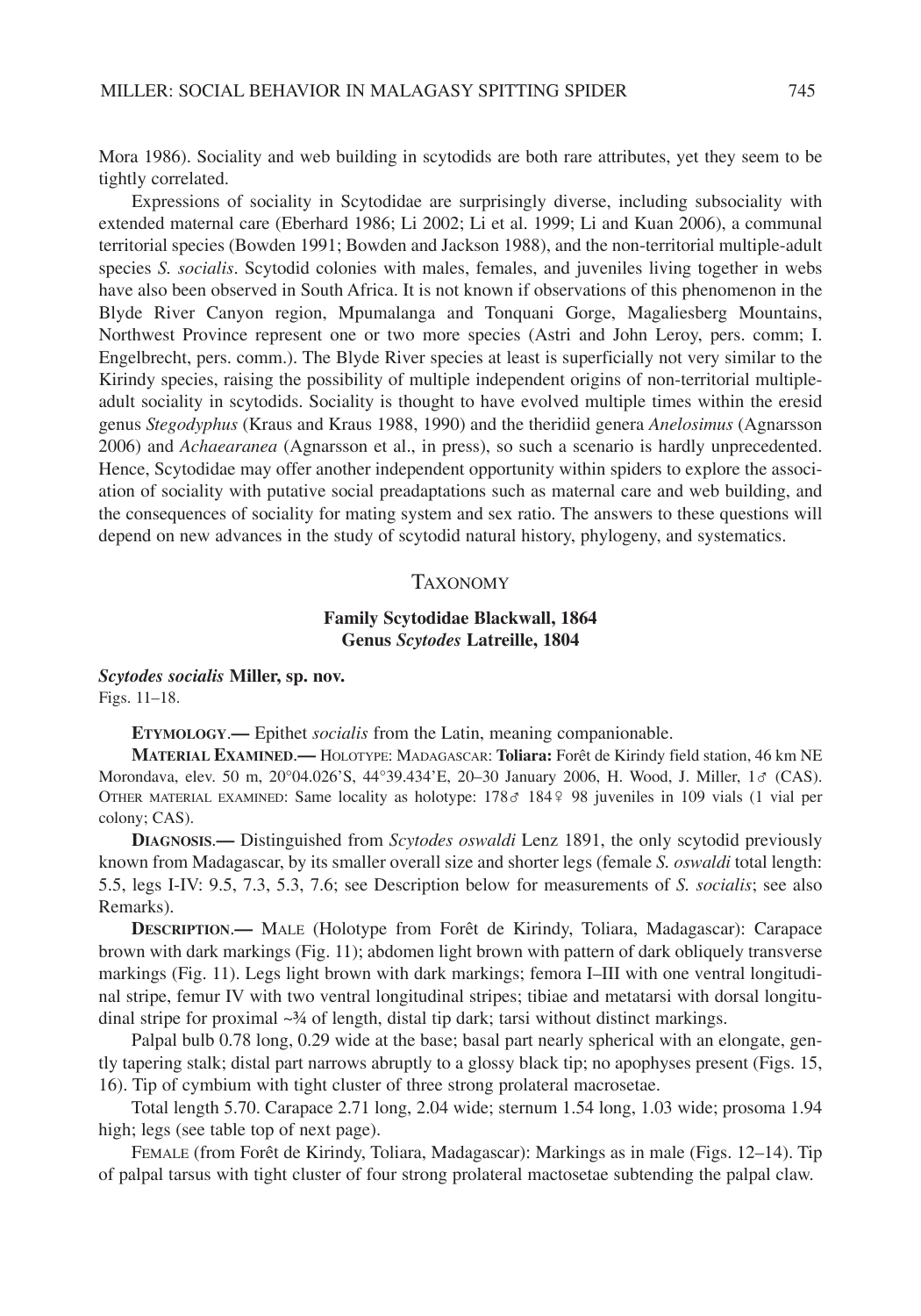Mora 1986). Sociality and web building in scytodids are both rare attributes, yet they seem to be tightly correlated.

Expressions of sociality in Scytodidae are surprisingly diverse, including subsociality with extended maternal care (Eberhard 1986; Li 2002; Li et al. 1999; Li and Kuan 2006), a communal territorial species (Bowden 1991; Bowden and Jackson 1988), and the non-territorial multiple-adult species *S. socialis*. Scytodid colonies with males, females, and juveniles living together in webs have also been observed in South Africa. It is not known if observations of this phenomenon in the Blyde River Canyon region, Mpumalanga and Tonquani Gorge, Magaliesberg Mountains, Northwest Province represent one or two more species (Astri and John Leroy, pers. comm; I. Engelbrecht, pers. comm.). The Blyde River species at least is superficially not very similar to the Kirindy species, raising the possibility of multiple independent origins of non-territorial multiple-adult sociality in scytodids. Sociality is thought to have evolved multiple times within the eresid genus *Stegodyphus* (Kraus and Kraus 1988, 1990) and the theridiid genera *Anelosimus* (Agnarsson 2006) and *Achaearanea* (Agnarsson et al., in press), so such a scenario is hardly unprecedented. Hence, Scytodidae may offer another independent opportunity within spiders to explore the association of sociality with putative social preadaptations such as maternal care and web building, and the consequences of sociality for mating system and sex ratio. The answers to these questions will depend on new advances in the study of scytodid natural history, phylogeny, and systematics.

## Taxonomy

### Family Scytodidae Blackwall, 1864
### Genus *Scytodes* Latreille, 1804

***Scytodes socialis*** **Miller, sp. nov.**
Figs. 11–18.

**Etymology.—** Epithet *socialis* from the Latin, meaning companionable.

**Material Examined.—** Holotype: Madagascar: **Toliara:** Forêt de Kirindy field station, 46 km NE Morondava, elev. 50 m, 20°04.026'S, 44°39.434'E, 20–30 January 2006, H. Wood, J. Miller, 1♂ (CAS). Other material examined: Same locality as holotype: 178♂ 184♀ 98 juveniles in 109 vials (1 vial per colony; CAS).

**Diagnosis.—** Distinguished from *Scytodes oswaldi* Lenz 1891, the only scytodid previously known from Madagascar, by its smaller overall size and shorter legs (female *S. oswaldi* total length: 5.5, legs I-IV: 9.5, 7.3, 5.3, 7.6; see Description below for measurements of *S. socialis*; see also Remarks).

**Description.—** Male (Holotype from Forêt de Kirindy, Toliara, Madagascar): Carapace brown with dark markings (Fig. 11); abdomen light brown with pattern of dark obliquely transverse markings (Fig. 11). Legs light brown with dark markings; femora I–III with one ventral longitudinal stripe, femur IV with two ventral longitudinal stripes; tibiae and metatarsi with dorsal longitudinal stripe for proximal ~¾ of length, distal tip dark; tarsi without distinct markings.

Palpal bulb 0.78 long, 0.29 wide at the base; basal part nearly spherical with an elongate, gently tapering stalk; distal part narrows abruptly to a glossy black tip; no apophyses present (Figs. 15, 16). Tip of cymbium with tight cluster of three strong prolateral macrosetae.

Total length 5.70. Carapace 2.71 long, 2.04 wide; sternum 1.54 long, 1.03 wide; prosoma 1.94 high; legs (see table top of next page).

Female (from Forêt de Kirindy, Toliara, Madagascar): Markings as in male (Figs. 12–14). Tip of palpal tarsus with tight cluster of four strong prolateral mactosetae subtending the palpal claw.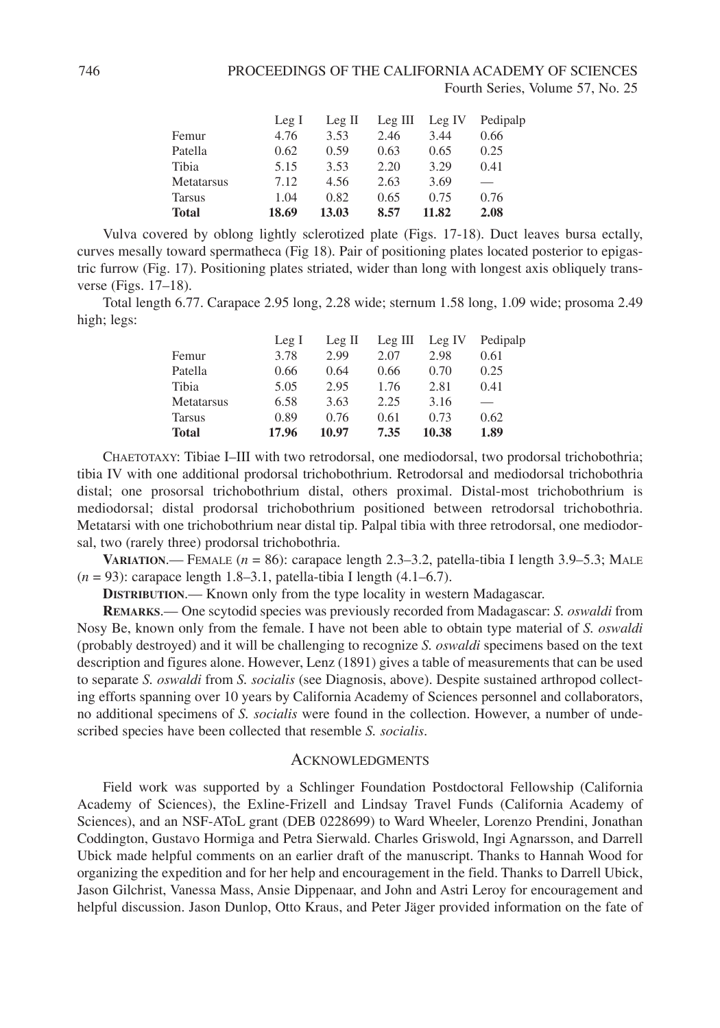| | Leg I | Leg II | Leg III | Leg IV | Pedipalp |
|---|---|---|---|---|---|
| Femur | 4.76 | 3.53 | 2.46 | 3.44 | 0.66 |
| Patella | 0.62 | 0.59 | 0.63 | 0.65 | 0.25 |
| Tibia | 5.15 | 3.53 | 2.20 | 3.29 | 0.41 |
| Metatarsus | 7.12 | 4.56 | 2.63 | 3.69 | — |
| Tarsus | 1.04 | 0.82 | 0.65 | 0.75 | 0.76 |
| **Total** | **18.69** | **13.03** | **8.57** | **11.82** | **2.08** |

Vulva covered by oblong lightly sclerotized plate (Figs. 17-18). Duct leaves bursa ectally, curves mesally toward spermatheca (Fig 18). Pair of positioning plates located posterior to epigastric furrow (Fig. 17). Positioning plates striated, wider than long with longest axis obliquely transverse (Figs. 17–18).

Total length 6.77. Carapace 2.95 long, 2.28 wide; sternum 1.58 long, 1.09 wide; prosoma 2.49 high; legs:

| | Leg I | Leg II | Leg III | Leg IV | Pedipalp |
|---|---|---|---|---|---|
| Femur | 3.78 | 2.99 | 2.07 | 2.98 | 0.61 |
| Patella | 0.66 | 0.64 | 0.66 | 0.70 | 0.25 |
| Tibia | 5.05 | 2.95 | 1.76 | 2.81 | 0.41 |
| Metatarsus | 6.58 | 3.63 | 2.25 | 3.16 | — |
| Tarsus | 0.89 | 0.76 | 0.61 | 0.73 | 0.62 |
| **Total** | **17.96** | **10.97** | **7.35** | **10.38** | **1.89** |

CHAETOTAXY: Tibiae I–III with two retrodorsal, one mediodorsal, two prodorsal trichobothria; tibia IV with one additional prodorsal trichobothrium. Retrodorsal and mediodorsal trichobothria distal; one prosorsal trichobothrium distal, others proximal. Distal-most trichobothrium is mediodorsal; distal prodorsal trichobothrium positioned between retrodorsal trichobothria. Metatarsi with one trichobothrium near distal tip. Palpal tibia with three retrodorsal, one mediodorsal, two (rarely three) prodorsal trichobothria.

**VARIATION**.— FEMALE ($n$ = 86): carapace length 2.3–3.2, patella-tibia I length 3.9–5.3; MALE ($n$ = 93): carapace length 1.8–3.1, patella-tibia I length (4.1–6.7).

**DISTRIBUTION**.— Known only from the type locality in western Madagascar.

**REMARKS**.— One scytodid species was previously recorded from Madagascar: *S. oswaldi* from Nosy Be, known only from the female. I have not been able to obtain type material of *S. oswaldi* (probably destroyed) and it will be challenging to recognize *S. oswaldi* specimens based on the text description and figures alone. However, Lenz (1891) gives a table of measurements that can be used to separate *S. oswaldi* from *S. socialis* (see Diagnosis, above). Despite sustained arthropod collecting efforts spanning over 10 years by California Academy of Sciences personnel and collaborators, no additional specimens of *S. socialis* were found in the collection. However, a number of undescribed species have been collected that resemble *S. socialis*.

## ACKNOWLEDGMENTS

Field work was supported by a Schlinger Foundation Postdoctoral Fellowship (California Academy of Sciences), the Exline-Frizell and Lindsay Travel Funds (California Academy of Sciences), and an NSF-AToL grant (DEB 0228699) to Ward Wheeler, Lorenzo Prendini, Jonathan Coddington, Gustavo Hormiga and Petra Sierwald. Charles Griswold, Ingi Agnarsson, and Darrell Ubick made helpful comments on an earlier draft of the manuscript. Thanks to Hannah Wood for organizing the expedition and for her help and encouragement in the field. Thanks to Darrell Ubick, Jason Gilchrist, Vanessa Mass, Ansie Dippenaar, and John and Astri Leroy for encouragement and helpful discussion. Jason Dunlop, Otto Kraus, and Peter Jäger provided information on the fate of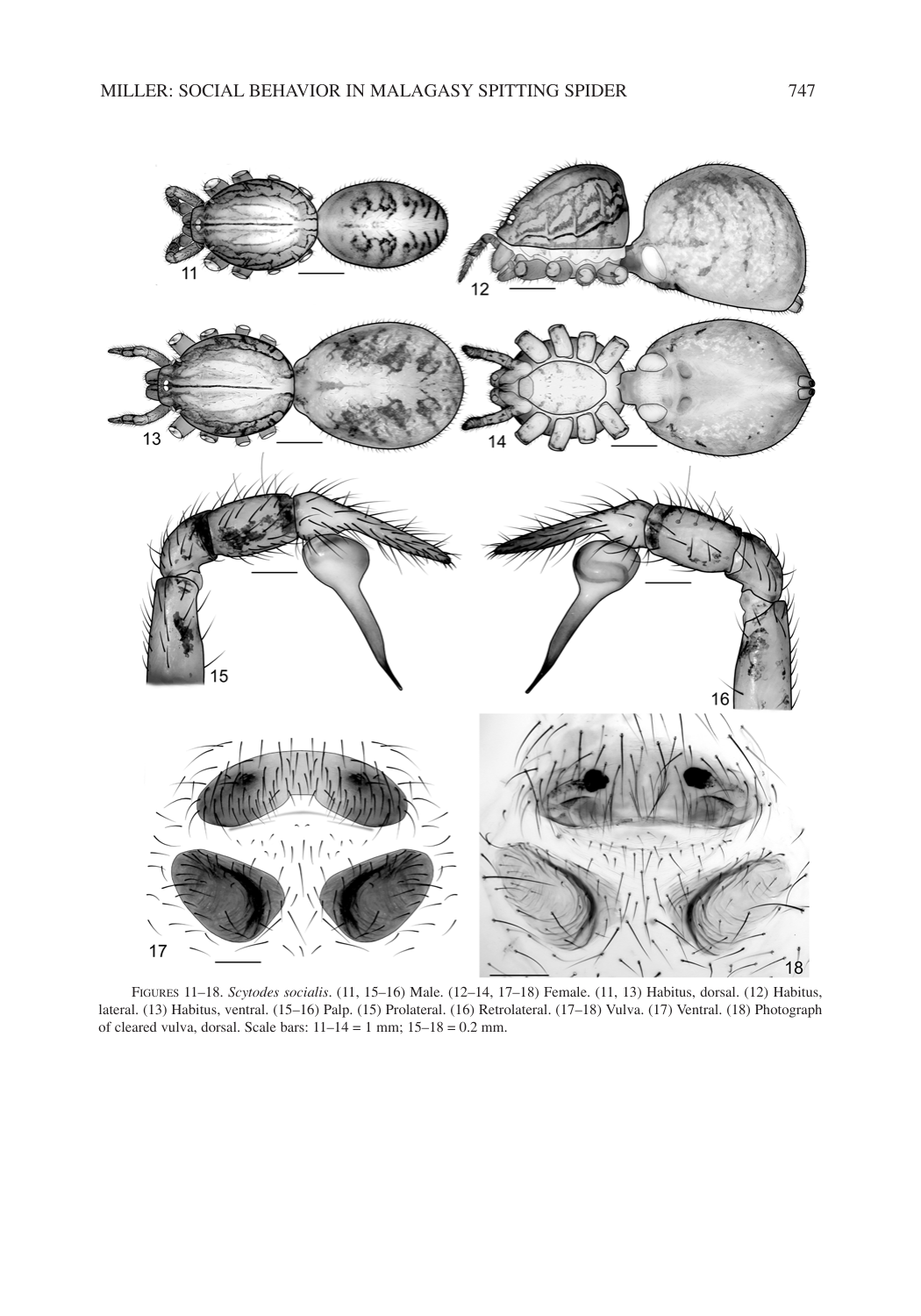FIGURES 11–18. *Scytodes socialis*. (11, 15–16) Male. (12–14, 17–18) Female. (11, 13) Habitus, dorsal. (12) Habitus, lateral. (13) Habitus, ventral. (15–16) Palp. (15) Prolateral. (16) Retrolateral. (17–18) Vulva. (17) Ventral. (18) Photograph of cleared vulva, dorsal. Scale bars: 11–14 = 1 mm; 15–18 = 0.2 mm.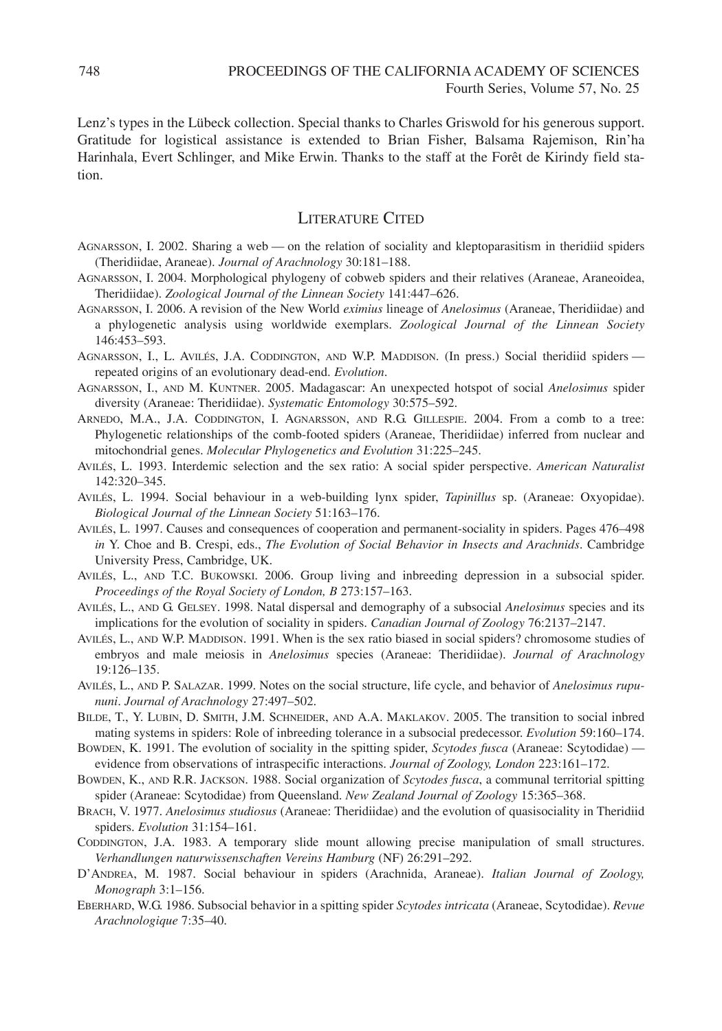Lenz's types in the Lübeck collection. Special thanks to Charles Griswold for his generous support. Gratitude for logistical assistance is extended to Brian Fisher, Balsama Rajemison, Rin'ha Harinhala, Evert Schlinger, and Mike Erwin. Thanks to the staff at the Forêt de Kirindy field station.

## Literature Cited

Agnarsson, I. 2002. Sharing a web — on the relation of sociality and kleptoparasitism in theridiid spiders (Theridiidae, Araneae). *Journal of Arachnology* 30:181–188.

Agnarsson, I. 2004. Morphological phylogeny of cobweb spiders and their relatives (Araneae, Araneoidea, Theridiidae). *Zoological Journal of the Linnean Society* 141:447–626.

Agnarsson, I. 2006. A revision of the New World *eximius* lineage of *Anelosimus* (Araneae, Theridiidae) and a phylogenetic analysis using worldwide exemplars. *Zoological Journal of the Linnean Society* 146:453–593.

Agnarsson, I., L. Avilés, J.A. Coddington, and W.P. Maddison. (In press.) Social theridiid spiders — repeated origins of an evolutionary dead-end. *Evolution*.

Agnarsson, I., and M. Kuntner. 2005. Madagascar: An unexpected hotspot of social *Anelosimus* spider diversity (Araneae: Theridiidae). *Systematic Entomology* 30:575–592.

Arnedo, M.A., J.A. Coddington, I. Agnarsson, and R.G. Gillespie. 2004. From a comb to a tree: Phylogenetic relationships of the comb-footed spiders (Araneae, Theridiidae) inferred from nuclear and mitochondrial genes. *Molecular Phylogenetics and Evolution* 31:225–245.

Avilés, L. 1993. Interdemic selection and the sex ratio: A social spider perspective. *American Naturalist* 142:320–345.

Avilés, L. 1994. Social behaviour in a web-building lynx spider, *Tapinillus* sp. (Araneae: Oxyopidae). *Biological Journal of the Linnean Society* 51:163–176.

Avilés, L. 1997. Causes and consequences of cooperation and permanent-sociality in spiders. Pages 476–498 *in* Y. Choe and B. Crespi, eds., *The Evolution of Social Behavior in Insects and Arachnids*. Cambridge University Press, Cambridge, UK.

Avilés, L., and T.C. Bukowski. 2006. Group living and inbreeding depression in a subsocial spider. *Proceedings of the Royal Society of London, B* 273:157–163.

Avilés, L., and G. Gelsey. 1998. Natal dispersal and demography of a subsocial *Anelosimus* species and its implications for the evolution of sociality in spiders. *Canadian Journal of Zoology* 76:2137–2147.

Avilés, L., and W.P. Maddison. 1991. When is the sex ratio biased in social spiders? chromosome studies of embryos and male meiosis in *Anelosimus* species (Araneae: Theridiidae). *Journal of Arachnology* 19:126–135.

Avilés, L., and P. Salazar. 1999. Notes on the social structure, life cycle, and behavior of *Anelosimus rupununi*. *Journal of Arachnology* 27:497–502.

Bilde, T., Y. Lubin, D. Smith, J.M. Schneider, and A.A. Maklakov. 2005. The transition to social inbred mating systems in spiders: Role of inbreeding tolerance in a subsocial predecessor. *Evolution* 59:160–174.

Bowden, K. 1991. The evolution of sociality in the spitting spider, *Scytodes fusca* (Araneae: Scytodidae) — evidence from observations of intraspecific interactions. *Journal of Zoology, London* 223:161–172.

Bowden, K., and R.R. Jackson. 1988. Social organization of *Scytodes fusca*, a communal territorial spitting spider (Araneae: Scytodidae) from Queensland. *New Zealand Journal of Zoology* 15:365–368.

Brach, V. 1977. *Anelosimus studiosus* (Araneae: Theridiidae) and the evolution of quasisociality in Theridiid spiders. *Evolution* 31:154–161.

Coddington, J.A. 1983. A temporary slide mount allowing precise manipulation of small structures. *Verhandlungen naturwissenschaften Vereins Hamburg* (NF) 26:291–292.

D'Andrea, M. 1987. Social behaviour in spiders (Arachnida, Araneae). *Italian Journal of Zoology, Monograph* 3:1–156.

Eberhard, W.G. 1986. Subsocial behavior in a spitting spider *Scytodes intricata* (Araneae, Scytodidae). *Revue Arachnologique* 7:35–40.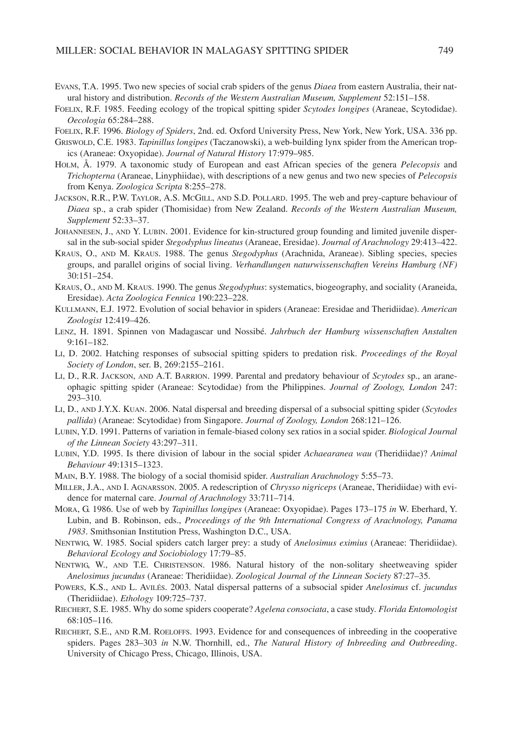Evans, T.A. 1995. Two new species of social crab spiders of the genus *Diaea* from eastern Australia, their natural history and distribution. *Records of the Western Australian Museum, Supplement* 52:151–158.

Foelix, R.F. 1985. Feeding ecology of the tropical spitting spider *Scytodes longipes* (Araneae, Scytodidae). *Oecologia* 65:284–288.

Foelix, R.F. 1996. *Biology of Spiders*, 2nd. ed. Oxford University Press, New York, New York, USA. 336 pp.

Griswold, C.E. 1983. *Tapinillus longipes* (Taczanowski), a web-building lynx spider from the American tropics (Araneae: Oxyopidae). *Journal of Natural History* 17:979–985.

Holm, Å. 1979. A taxonomic study of European and east African species of the genera *Pelecopsis* and *Trichopterna* (Araneae, Linyphiidae), with descriptions of a new genus and two new species of *Pelecopsis* from Kenya. *Zoologica Scripta* 8:255–278.

Jackson, R.R., P.W. Taylor, A.S. McGill, and S.D. Pollard. 1995. The web and prey-capture behaviour of *Diaea* sp., a crab spider (Thomisidae) from New Zealand. *Records of the Western Australian Museum, Supplement* 52:33–37.

Johannesen, J., and Y. Lubin. 2001. Evidence for kin-structured group founding and limited juvenile dispersal in the sub-social spider *Stegodyphus lineatus* (Araneae, Eresidae). *Journal of Arachnology* 29:413–422.

Kraus, O., and M. Kraus. 1988. The genus *Stegodyphus* (Arachnida, Araneae). Sibling species, species groups, and parallel origins of social living. *Verhandlungen naturwissenschaften Vereins Hamburg (NF)* 30:151–254.

Kraus, O., and M. Kraus. 1990. The genus *Stegodyphus*: systematics, biogeography, and sociality (Araneida, Eresidae). *Acta Zoologica Fennica* 190:223–228.

Kullmann, E.J. 1972. Evolution of social behavior in spiders (Araneae: Eresidae and Theridiidae). *American Zoologist* 12:419–426.

Lenz, H. 1891. Spinnen von Madagascar und Nossibé. *Jahrbuch der Hamburg wissenschaften Anstalten* 9:161–182.

Li, D. 2002. Hatching responses of subsocial spitting spiders to predation risk. *Proceedings of the Royal Society of London*, ser. B, 269:2155–2161.

Li, D., R.R. Jackson, and A.T. Barrion. 1999. Parental and predatory behaviour of *Scytodes* sp., an araneophagic spitting spider (Araneae: Scytodidae) from the Philippines. *Journal of Zoology, London* 247: 293–310.

Li, D., and J.Y.X. Kuan. 2006. Natal dispersal and breeding dispersal of a subsocial spitting spider (*Scytodes pallida*) (Araneae: Scytodidae) from Singapore. *Journal of Zoology, London* 268:121–126.

Lubin, Y.D. 1991. Patterns of variation in female-biased colony sex ratios in a social spider. *Biological Journal of the Linnean Society* 43:297–311.

Lubin, Y.D. 1995. Is there division of labour in the social spider *Achaearanea wau* (Theridiidae)? *Animal Behaviour* 49:1315–1323.

Main, B.Y. 1988. The biology of a social thomisid spider. *Australian Arachnology* 5:55–73.

Miller, J.A., and I. Agnarsson. 2005. A redescription of *Chrysso nigriceps* (Araneae, Theridiidae) with evidence for maternal care. *Journal of Arachnology* 33:711–714.

Mora, G. 1986. Use of web by *Tapinillus longipes* (Araneae: Oxyopidae). Pages 173–175 *in* W. Eberhard, Y. Lubin, and B. Robinson, eds., *Proceedings of the 9th International Congress of Arachnology, Panama 1983*. Smithsonian Institution Press, Washington D.C., USA.

Nentwig, W. 1985. Social spiders catch larger prey: a study of *Anelosimus eximius* (Araneae: Theridiidae). *Behavioral Ecology and Sociobiology* 17:79–85.

Nentwig, W., and T.E. Christenson. 1986. Natural history of the non-solitary sheetweaving spider *Anelosimus jucundus* (Araneae: Theridiidae). *Zoological Journal of the Linnean Society* 87:27–35.

Powers, K.S., and L. Avilés. 2003. Natal dispersal patterns of a subsocial spider *Anelosimus* cf. *jucundus* (Theridiidae). *Ethology* 109:725–737.

Riechert, S.E. 1985. Why do some spiders cooperate? *Agelena consociata*, a case study. *Florida Entomologist* 68:105–116.

Riechert, S.E., and R.M. Roeloffs. 1993. Evidence for and consequences of inbreeding in the cooperative spiders. Pages 283–303 *in* N.W. Thornhill, ed., *The Natural History of Inbreeding and Outbreeding*. University of Chicago Press, Chicago, Illinois, USA.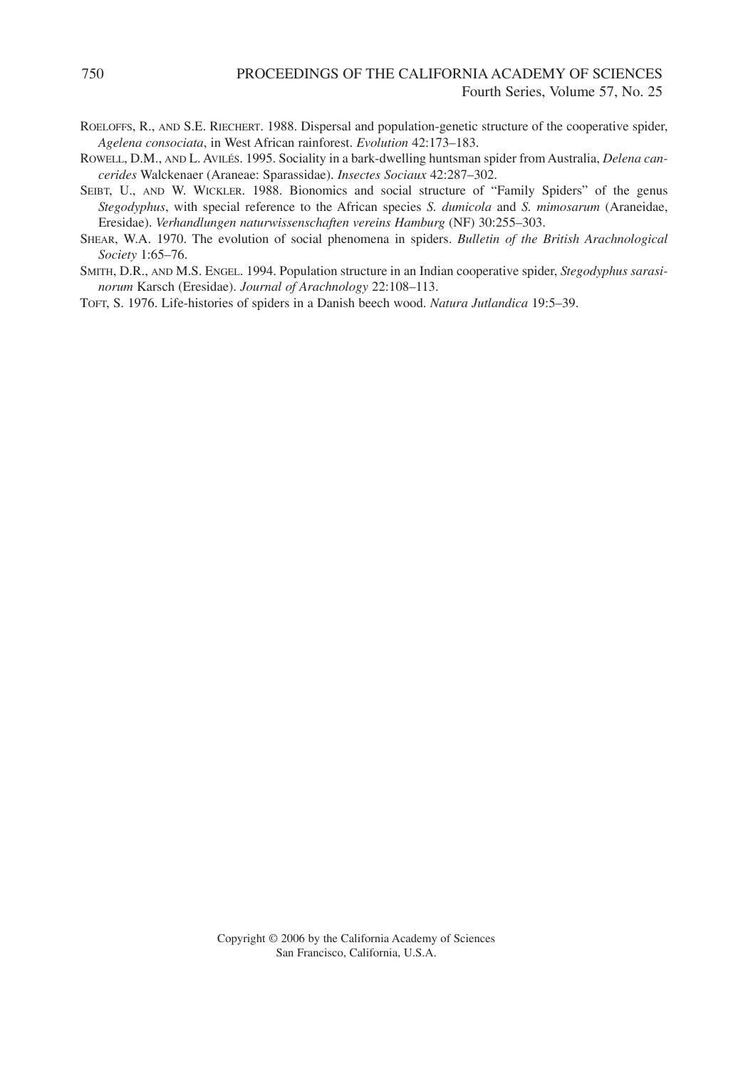Roeloffs, R., and S.E. Riechert. 1988. Dispersal and population-genetic structure of the cooperative spider, *Agelena consociata*, in West African rainforest. *Evolution* 42:173–183.

Rowell, D.M., and L. Avilés. 1995. Sociality in a bark-dwelling huntsman spider from Australia, *Delena cancerides* Walckenaer (Araneae: Sparassidae). *Insectes Sociaux* 42:287–302.

Seibt, U., and W. Wickler. 1988. Bionomics and social structure of "Family Spiders" of the genus *Stegodyphus*, with special reference to the African species *S. dumicola* and *S. mimosarum* (Araneidae, Eresidae). *Verhandlungen naturwissenschaften vereins Hamburg* (NF) 30:255–303.

Shear, W.A. 1970. The evolution of social phenomena in spiders. *Bulletin of the British Arachnological Society* 1:65–76.

Smith, D.R., and M.S. Engel. 1994. Population structure in an Indian cooperative spider, *Stegodyphus sarasinorum* Karsch (Eresidae). *Journal of Arachnology* 22:108–113.

Toft, S. 1976. Life-histories of spiders in a Danish beech wood. *Natura Jutlandica* 19:5–39.

Copyright © 2006 by the California Academy of Sciences
San Francisco, California, U.S.A.